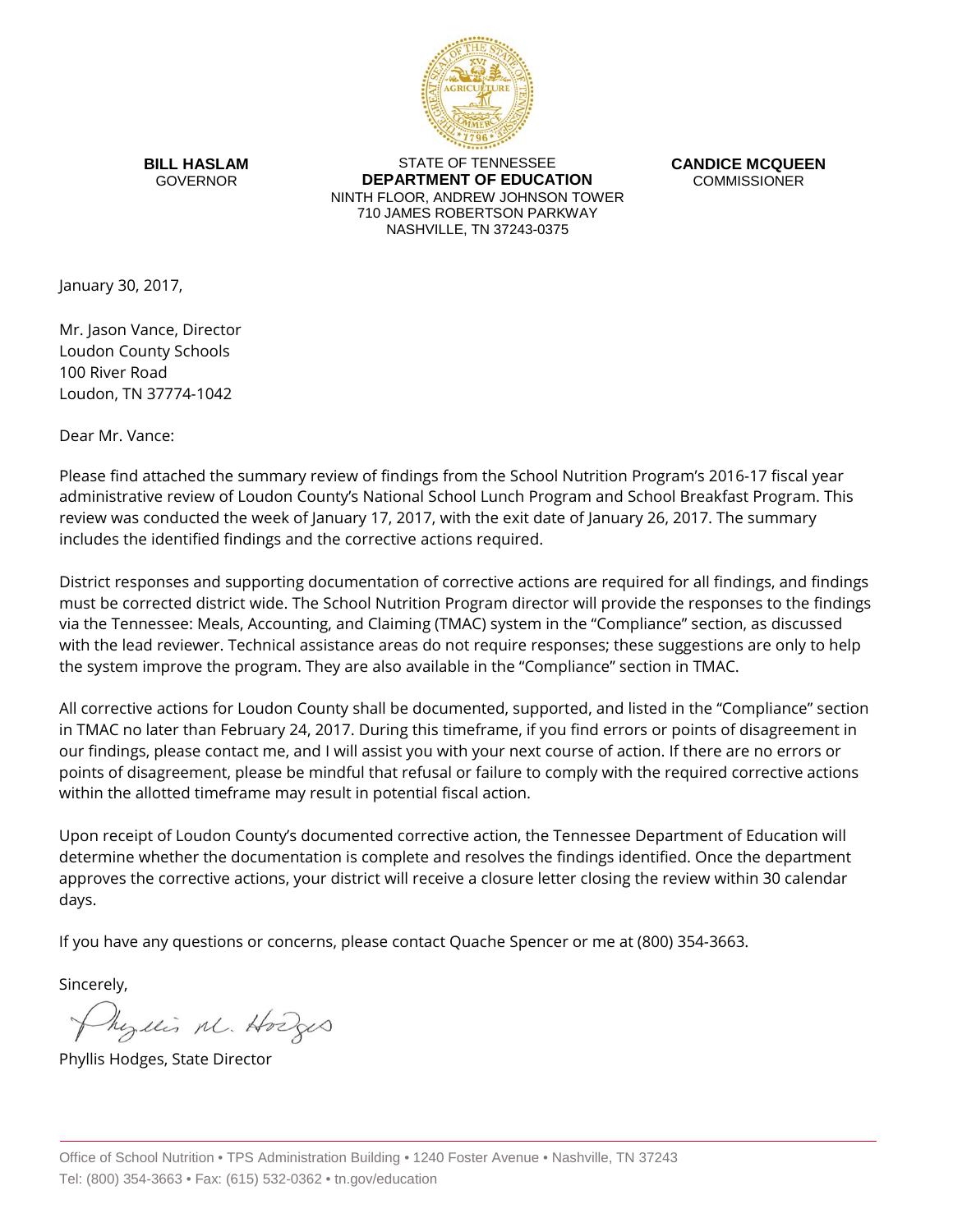**BILL HASLAM**
GOVERNOR

STATE OF TENNESSEE
**DEPARTMENT OF EDUCATION**
NINTH FLOOR, ANDREW JOHNSON TOWER
710 JAMES ROBERTSON PARKWAY
NASHVILLE, TN 37243-0375

**CANDICE MCQUEEN**
COMMISSIONER

January 30, 2017,

Mr. Jason Vance, Director
Loudon County Schools
100 River Road
Loudon, TN 37774-1042

Dear Mr. Vance:

Please find attached the summary review of findings from the School Nutrition Program's 2016-17 fiscal year administrative review of Loudon County's National School Lunch Program and School Breakfast Program. This review was conducted the week of January 17, 2017, with the exit date of January 26, 2017. The summary includes the identified findings and the corrective actions required.

District responses and supporting documentation of corrective actions are required for all findings, and findings must be corrected district wide. The School Nutrition Program director will provide the responses to the findings via the Tennessee: Meals, Accounting, and Claiming (TMAC) system in the "Compliance" section, as discussed with the lead reviewer. Technical assistance areas do not require responses; these suggestions are only to help the system improve the program. They are also available in the "Compliance" section in TMAC.

All corrective actions for Loudon County shall be documented, supported, and listed in the "Compliance" section in TMAC no later than February 24, 2017. During this timeframe, if you find errors or points of disagreement in our findings, please contact me, and I will assist you with your next course of action. If there are no errors or points of disagreement, please be mindful that refusal or failure to comply with the required corrective actions within the allotted timeframe may result in potential fiscal action.

Upon receipt of Loudon County's documented corrective action, the Tennessee Department of Education will determine whether the documentation is complete and resolves the findings identified. Once the department approves the corrective actions, your district will receive a closure letter closing the review within 30 calendar days.

If you have any questions or concerns, please contact Quache Spencer or me at (800) 354-3663.

Sincerely,

Phyllis M. Hodges

Phyllis Hodges, State Director

Office of School Nutrition • TPS Administration Building • 1240 Foster Avenue • Nashville, TN 37243
Tel: (800) 354-3663 • Fax: (615) 532-0362 • tn.gov/education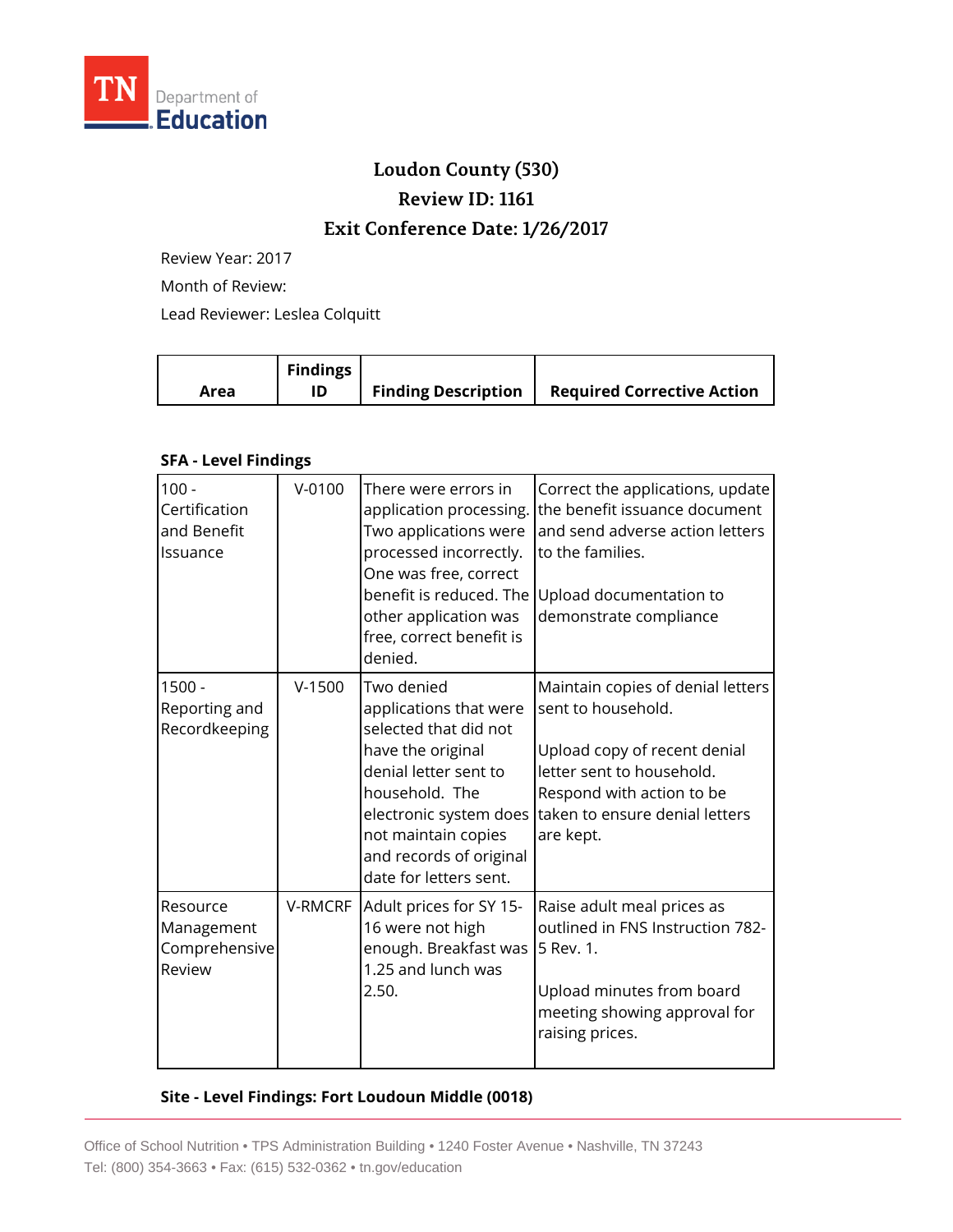# Loudon County (530)

## Review ID: 1161

## Exit Conference Date: 1/26/2017

Review Year: 2017

Month of Review:

Lead Reviewer: Leslea Colquitt

| Area | Findings ID | Finding Description | Required Corrective Action |
|---|---|---|---|

**SFA - Level Findings**

| Area | Findings ID | Finding Description | Required Corrective Action |
|---|---|---|---|
| 100 - Certification and Benefit Issuance | V-0100 | There were errors in application processing. Two applications were processed incorrectly. One was free, correct benefit is reduced. The other application was free, correct benefit is denied. | Correct the applications, update the benefit issuance document and send adverse action letters to the families.<br><br>Upload documentation to demonstrate compliance |
| 1500 - Reporting and Recordkeeping | V-1500 | Two denied applications that were selected that did not have the original denial letter sent to household. The electronic system does not maintain copies and records of original date for letters sent. | Maintain copies of denial letters sent to household.<br><br>Upload copy of recent denial letter sent to household. Respond with action to be taken to ensure denial letters are kept. |
| Resource Management Comprehensive Review | V-RMCRF | Adult prices for SY 15-16 were not high enough. Breakfast was 1.25 and lunch was 2.50. | Raise adult meal prices as outlined in FNS Instruction 782-5 Rev. 1.<br><br>Upload minutes from board meeting showing approval for raising prices. |

**Site - Level Findings: Fort Loudoun Middle (0018)**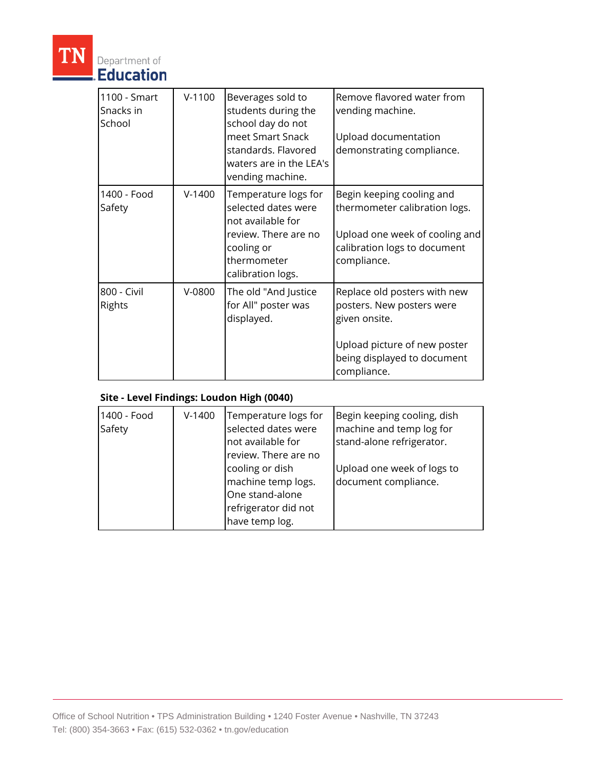| | | | |
|---|---|---|---|
| 1100 - Smart Snacks in School | V-1100 | Beverages sold to students during the school day do not meet Smart Snack standards. Flavored waters are in the LEA's vending machine. | Remove flavored water from vending machine.<br><br>Upload documentation demonstrating compliance. |
| 1400 - Food Safety | V-1400 | Temperature logs for selected dates were not available for review. There are no cooling or thermometer calibration logs. | Begin keeping cooling and thermometer calibration logs.<br><br>Upload one week of cooling and calibration logs to document compliance. |
| 800 - Civil Rights | V-0800 | The old "And Justice for All" poster was displayed. | Replace old posters with new posters. New posters were given onsite.<br><br>Upload picture of new poster being displayed to document compliance. |

**Site - Level Findings: Loudon High (0040)**

| | | | |
|---|---|---|---|
| 1400 - Food Safety | V-1400 | Temperature logs for selected dates were not available for review. There are no cooling or dish machine temp logs. One stand-alone refrigerator did not have temp log. | Begin keeping cooling, dish machine and temp log for stand-alone refrigerator.<br><br>Upload one week of logs to document compliance. |